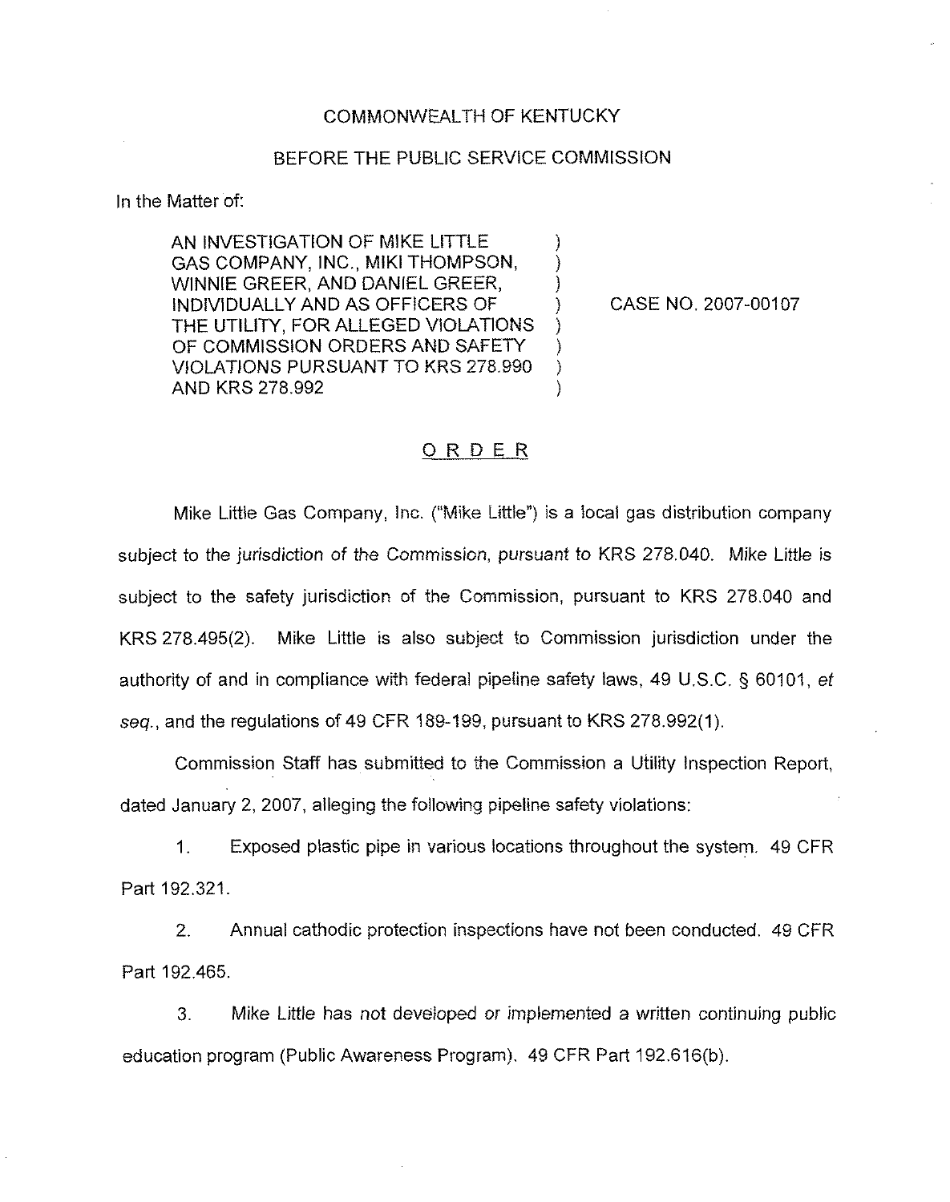COMMONWEALTH OF KENTUCKY

BEFORE THE PUBLIC SERVICE COMMISSION

In the Matter of:

AN INVESTIGATION OF MIKE LITTLE GAS COMPANY, INC., MIKI THOMPSON, WINNIE GREER, AND DANIEL GREER, INDIVIDUALLY AND AS OFFICERS OF THE UTILITY, FOR ALLEGED VIOLATIONS OF COMMISSION ORDERS AND SAFETY VIOLATIONS PURSUANT TO KRS 278.990 AND KRS 278.992 ) ) ) ) ) ) ) ) CASE NO. 2007-00107

## ORDER

Mike Little Gas Company, Inc. ("Mike Little") is a local gas distribution company subject to the jurisdiction of the Commission, pursuant to KRS 278.040. Mike Little is subject to the safety jurisdiction of the Commission, pursuant to KRS 278.040 and KRS 278.495(2). Mike Little is also subject to Commission jurisdiction under the authority of and in compliance with federal pipeline safety laws, 49 U.S.C. § 60101, *et seq.*, and the regulations of 49 CFR 189-199, pursuant to KRS 278.992(1).

Commission Staff has submitted to the Commission a Utility Inspection Report, dated January 2, 2007, alleging the following pipeline safety violations:

1. Exposed plastic pipe in various locations throughout the system. 49 CFR Part 192.321.

2. Annual cathodic protection inspections have not been conducted. 49 CFR Part 192.465.

3. Mike Little has not developed or implemented a written continuing public education program (Public Awareness Program). 49 CFR Part 192.616(b).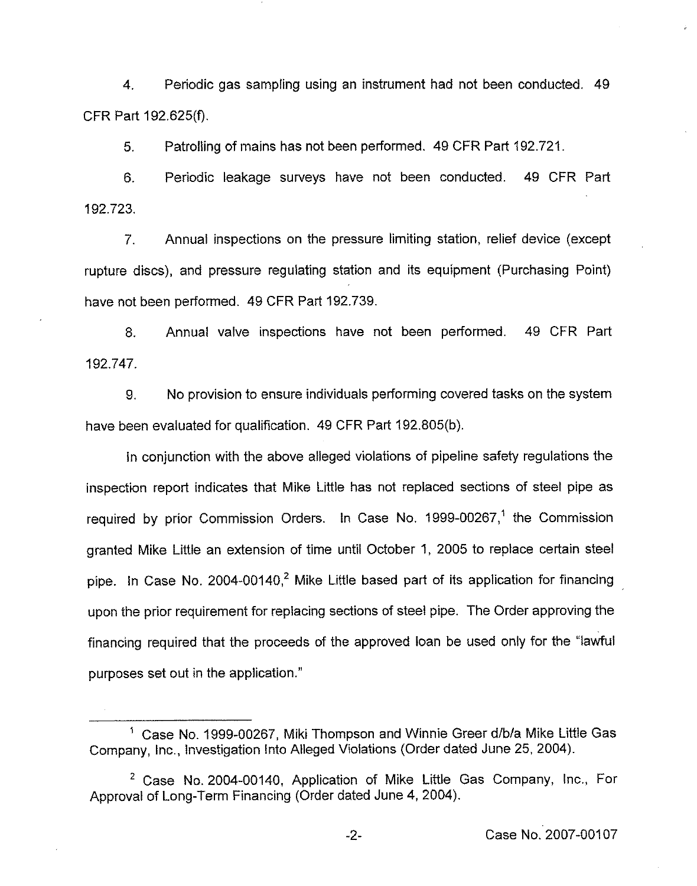4. Periodic gas sampling using an instrument had not been conducted. 49 CFR Part 192.625(f).

5. Patrolling of mains has not been performed. 49 CFR Part 192.721.

6. Periodic leakage surveys have not been conducted. 49 CFR Part 192.723.

7. Annual inspections on the pressure limiting station, relief device (except rupture discs), and pressure regulating station and its equipment (Purchasing Point) have not been performed. 49 CFR Part 192.739.

8. Annual valve inspections have not been performed. 49 CFR Part 192.747.

9. No provision to ensure individuals performing covered tasks on the system have been evaluated for qualification. 49 CFR Part 192.805(b).

In conjunction with the above alleged violations of pipeline safety regulations the inspection report indicates that Mike Little has not replaced sections of steel pipe as required by prior Commission Orders. In Case No. 1999-00267,[1] the Commission granted Mike Little an extension of time until October 1, 2005 to replace certain steel pipe. In Case No. 2004-00140,[2] Mike Little based part of its application for financing upon the prior requirement for replacing sections of steel pipe. The Order approving the financing required that the proceeds of the approved loan be used only for the "lawful purposes set out in the application."

---

[1] Case No. 1999-00267, Miki Thompson and Winnie Greer d/b/a Mike Little Gas Company, Inc., Investigation Into Alleged Violations (Order dated June 25, 2004).

[2] Case No. 2004-00140, Application of Mike Little Gas Company, Inc., For Approval of Long-Term Financing (Order dated June 4, 2004).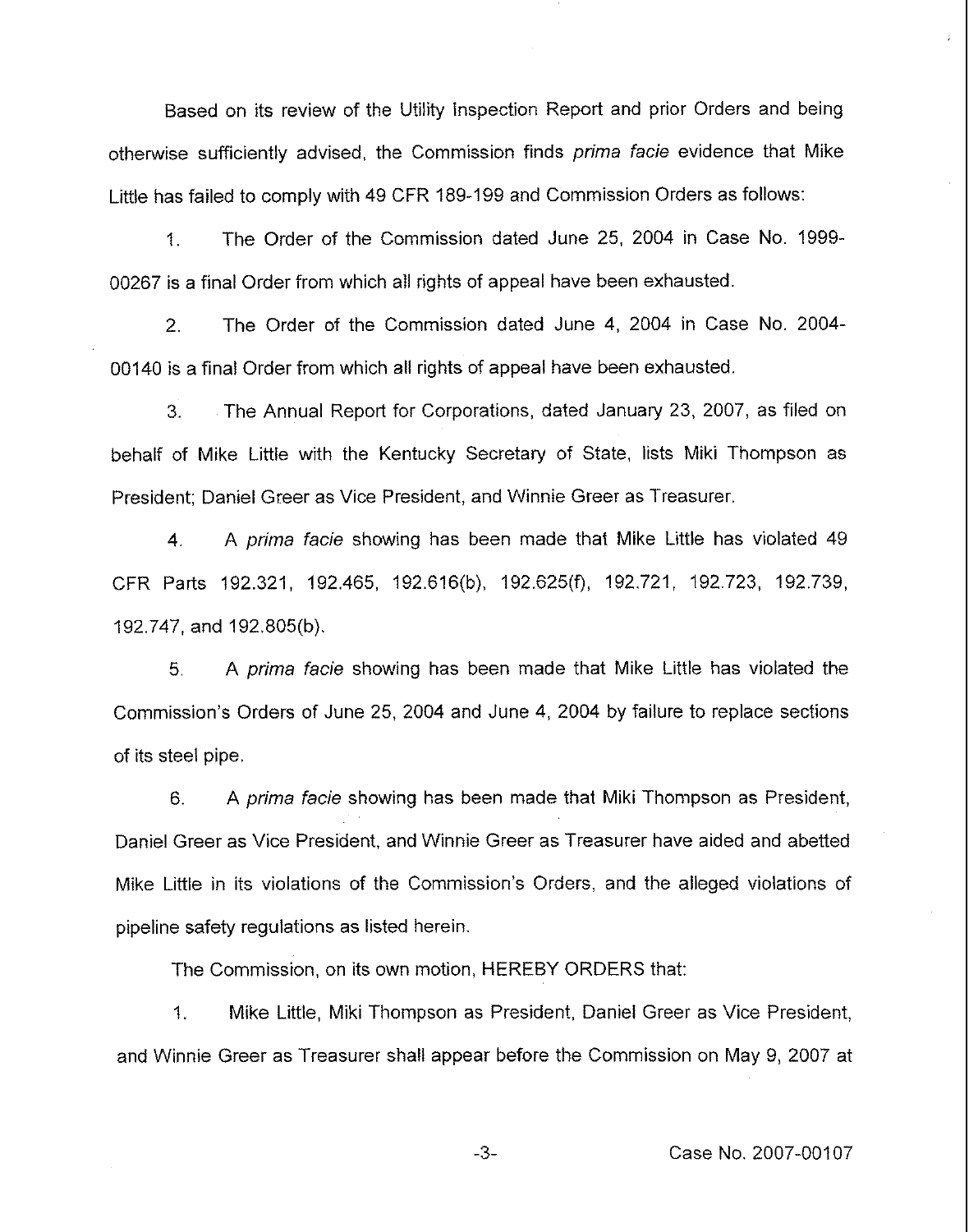Based on its review of the Utility Inspection Report and prior Orders and being otherwise sufficiently advised, the Commission finds *prima facie* evidence that Mike Little has failed to comply with 49 CFR 189-199 and Commission Orders as follows:

1. The Order of the Commission dated June 25, 2004 in Case No. 1999-00267 is a final Order from which all rights of appeal have been exhausted.

2. The Order of the Commission dated June 4, 2004 in Case No. 2004-00140 is a final Order from which all rights of appeal have been exhausted.

3. The Annual Report for Corporations, dated January 23, 2007, as filed on behalf of Mike Little with the Kentucky Secretary of State, lists Miki Thompson as President; Daniel Greer as Vice President, and Winnie Greer as Treasurer.

4. A *prima facie* showing has been made that Mike Little has violated 49 CFR Parts 192.321, 192.465, 192.616(b), 192.625(f), 192.721, 192.723, 192.739, 192.747, and 192.805(b).

5. A *prima facie* showing has been made that Mike Little has violated the Commission's Orders of June 25, 2004 and June 4, 2004 by failure to replace sections of its steel pipe.

6. A *prima facie* showing has been made that Miki Thompson as President, Daniel Greer as Vice President, and Winnie Greer as Treasurer have aided and abetted Mike Little in its violations of the Commission's Orders, and the alleged violations of pipeline safety regulations as listed herein.

The Commission, on its own motion, HEREBY ORDERS that:

1. Mike Little, Miki Thompson as President, Daniel Greer as Vice President, and Winnie Greer as Treasurer shall appear before the Commission on May 9, 2007 at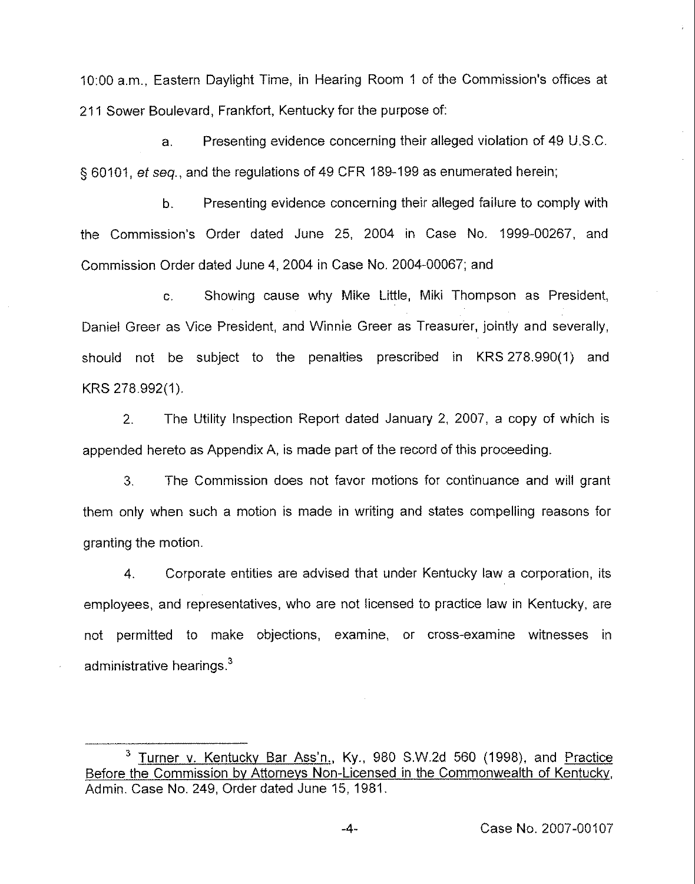10:00 a.m., Eastern Daylight Time, in Hearing Room 1 of the Commission's offices at 211 Sower Boulevard, Frankfort, Kentucky for the purpose of:

a. Presenting evidence concerning their alleged violation of 49 U.S.C. § 60101, *et seq.*, and the regulations of 49 CFR 189-199 as enumerated herein;

b. Presenting evidence concerning their alleged failure to comply with the Commission's Order dated June 25, 2004 in Case No. 1999-00267, and Commission Order dated June 4, 2004 in Case No. 2004-00067; and

c. Showing cause why Mike Little, Miki Thompson as President, Daniel Greer as Vice President, and Winnie Greer as Treasurer, jointly and severally, should not be subject to the penalties prescribed in KRS 278.990(1) and KRS 278.992(1).

2. The Utility Inspection Report dated January 2, 2007, a copy of which is appended hereto as Appendix A, is made part of the record of this proceeding.

3. The Commission does not favor motions for continuance and will grant them only when such a motion is made in writing and states compelling reasons for granting the motion.

4. Corporate entities are advised that under Kentucky law a corporation, its employees, and representatives, who are not licensed to practice law in Kentucky, are not permitted to make objections, examine, or cross-examine witnesses in administrative hearings.[3]

---

[3] Turner v. Kentucky Bar Ass'n., Ky., 980 S.W.2d 560 (1998), and Practice Before the Commission by Attorneys Non-Licensed in the Commonwealth of Kentucky, Admin. Case No. 249, Order dated June 15, 1981.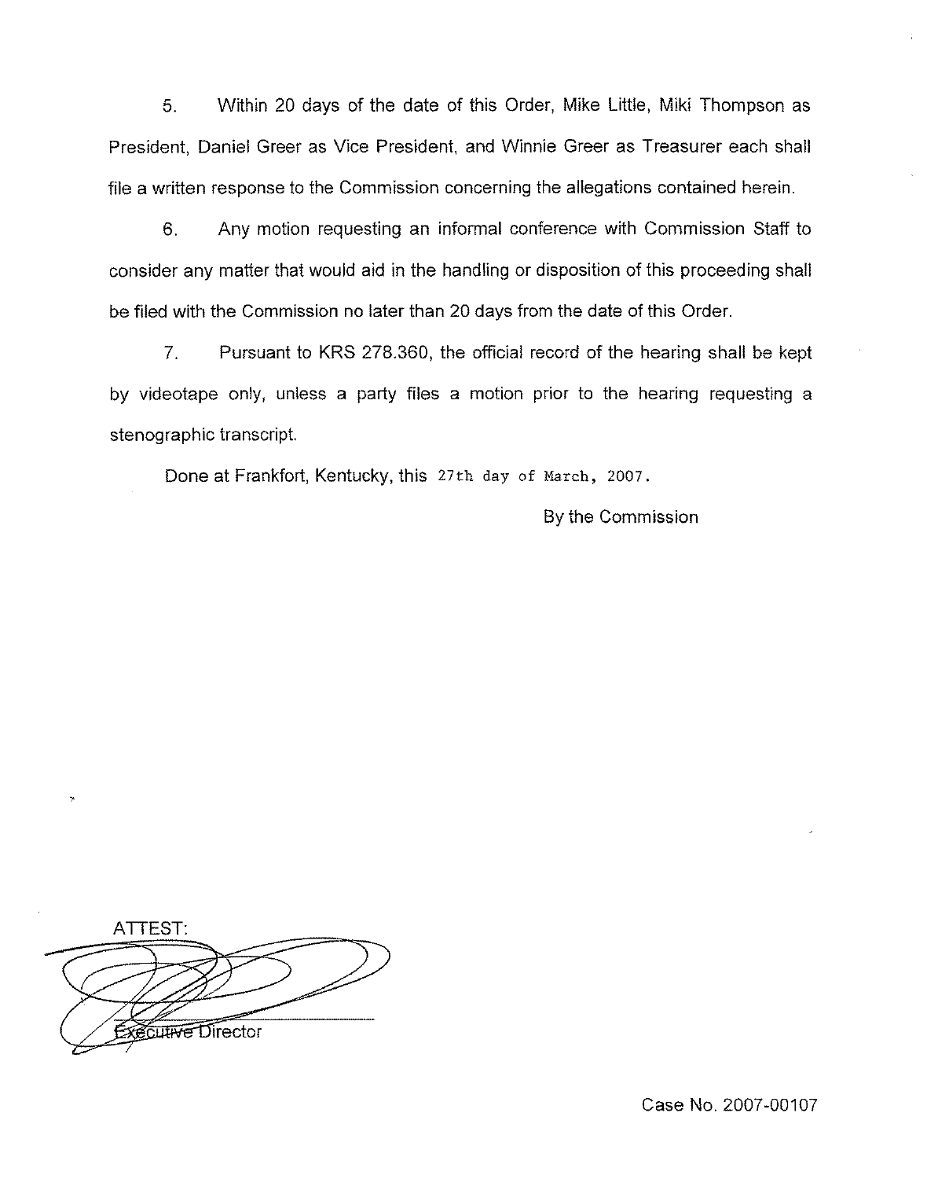5. Within 20 days of the date of this Order, Mike Little, Miki Thompson as President, Daniel Greer as Vice President, and Winnie Greer as Treasurer each shall file a written response to the Commission concerning the allegations contained herein.

6. Any motion requesting an informal conference with Commission Staff to consider any matter that would aid in the handling or disposition of this proceeding shall be filed with the Commission no later than 20 days from the date of this Order.

7. Pursuant to KRS 278.360, the official record of the hearing shall be kept by videotape only, unless a party files a motion prior to the hearing requesting a stenographic transcript.

Done at Frankfort, Kentucky, this 27th day of March, 2007.

By the Commission

ATTEST:

Executive Director

Case No. 2007-00107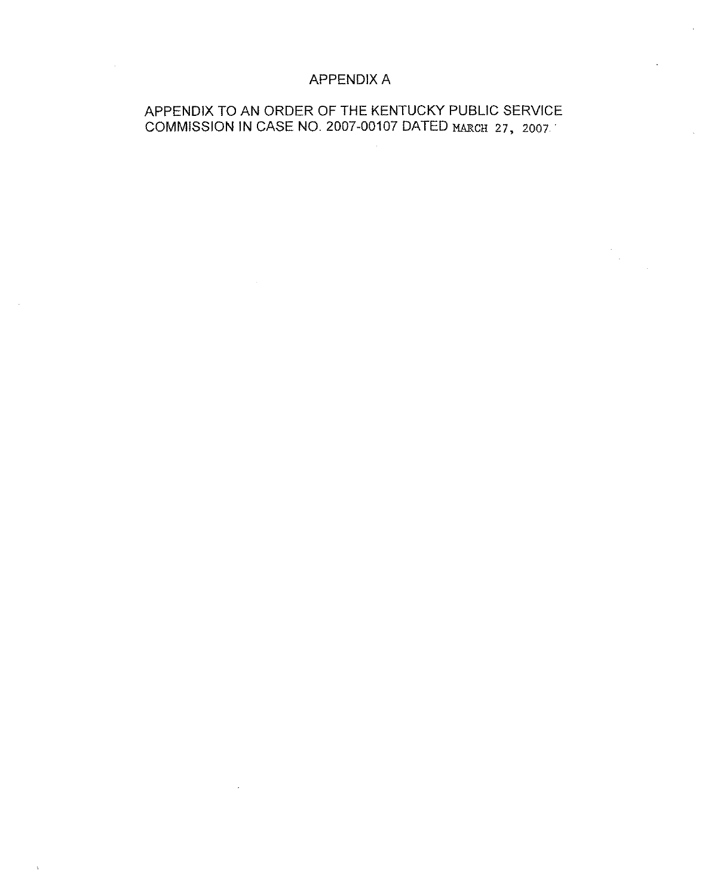# APPENDIX A

APPENDIX TO AN ORDER OF THE KENTUCKY PUBLIC SERVICE COMMISSION IN CASE NO. 2007-00107 DATED MARCH 27, 2007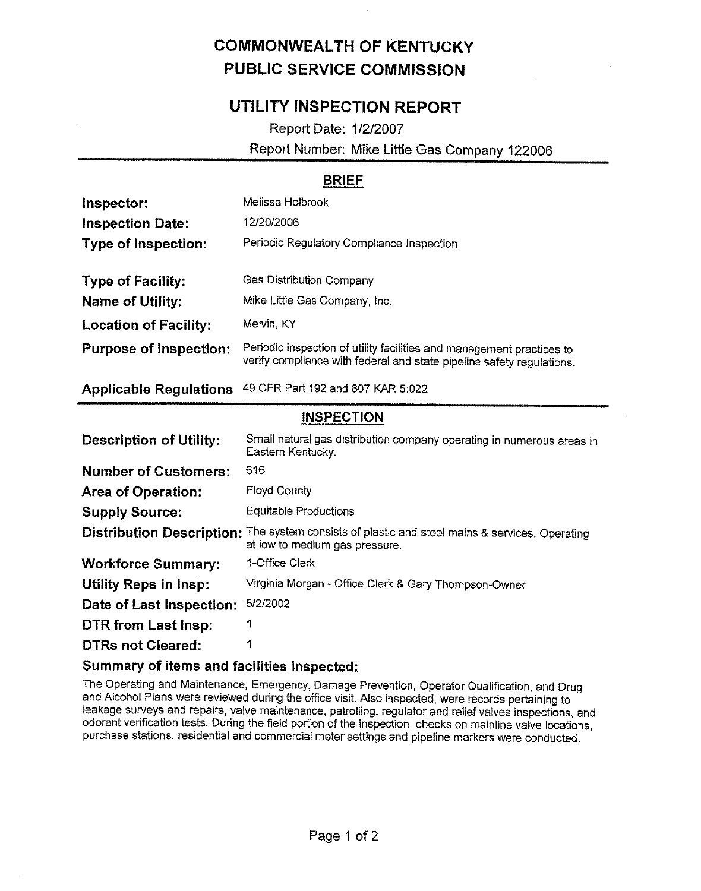# COMMONWEALTH OF KENTUCKY
# PUBLIC SERVICE COMMISSION

## UTILITY INSPECTION REPORT

Report Date: 1/2/2007

Report Number: Mike Little Gas Company 122006

### BRIEF

**Inspector:** Melissa Holbrook

**Inspection Date:** 12/20/2006

**Type of Inspection:** Periodic Regulatory Compliance Inspection

**Type of Facility:** Gas Distribution Company

**Name of Utility:** Mike Little Gas Company, Inc.

**Location of Facility:** Melvin, KY

**Purpose of Inspection:** Periodic inspection of utility facilities and management practices to verify compliance with federal and state pipeline safety regulations.

**Applicable Regulations** 49 CFR Part 192 and 807 KAR 5:022

### INSPECTION

**Description of Utility:** Small natural gas distribution company operating in numerous areas in Eastern Kentucky.

**Number of Customers:** 616

**Area of Operation:** Floyd County

**Supply Source:** Equitable Productions

**Distribution Description:** The system consists of plastic and steel mains & services. Operating at low to medium gas pressure.

**Workforce Summary:** 1-Office Clerk

**Utility Reps in Insp:** Virginia Morgan - Office Clerk & Gary Thompson-Owner

**Date of Last Inspection:** 5/2/2002

**DTR from Last Insp:** 1

**DTRs not Cleared:** 1

**Summary of items and facilities Inspected:**

The Operating and Maintenance, Emergency, Damage Prevention, Operator Qualification, and Drug and Alcohol Plans were reviewed during the office visit. Also inspected, were records pertaining to leakage surveys and repairs, valve maintenance, patrolling, regulator and relief valves inspections, and odorant verification tests. During the field portion of the inspection, checks on mainline valve locations, purchase stations, residential and commercial meter settings and pipeline markers were conducted.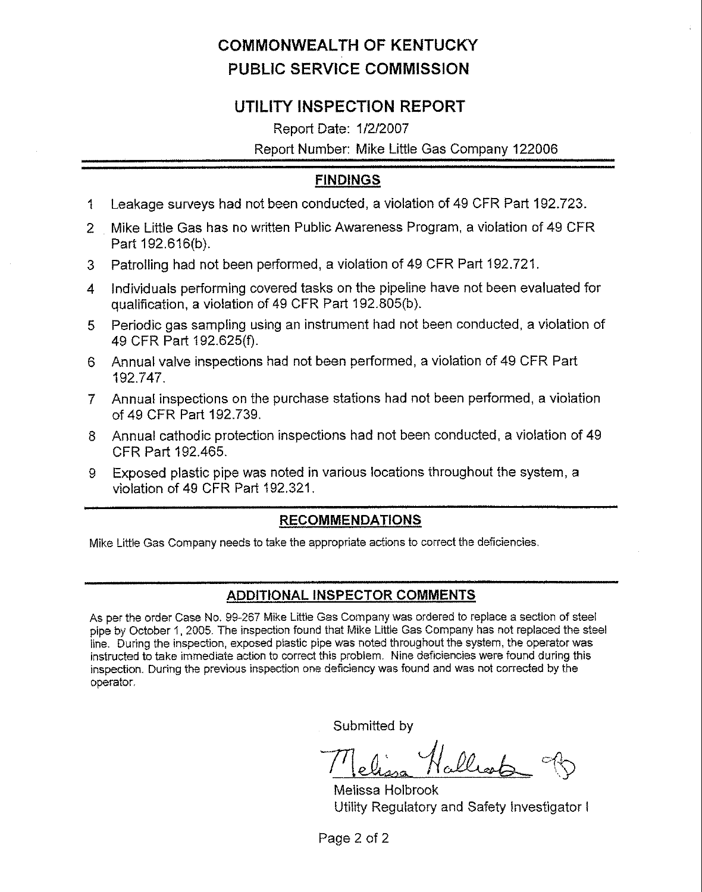# COMMONWEALTH OF KENTUCKY
# PUBLIC SERVICE COMMISSION

## UTILITY INSPECTION REPORT

Report Date: 1/2/2007

Report Number: Mike Little Gas Company 122006

---

### FINDINGS

1. Leakage surveys had not been conducted, a violation of 49 CFR Part 192.723.
2. Mike Little Gas has no written Public Awareness Program, a violation of 49 CFR Part 192.616(b).
3. Patrolling had not been performed, a violation of 49 CFR Part 192.721.
4. Individuals performing covered tasks on the pipeline have not been evaluated for qualification, a violation of 49 CFR Part 192.805(b).
5. Periodic gas sampling using an instrument had not been conducted, a violation of 49 CFR Part 192.625(f).
6. Annual valve inspections had not been performed, a violation of 49 CFR Part 192.747.
7. Annual inspections on the purchase stations had not been performed, a violation of 49 CFR Part 192.739.
8. Annual cathodic protection inspections had not been conducted, a violation of 49 CFR Part 192.465.
9. Exposed plastic pipe was noted in various locations throughout the system, a violation of 49 CFR Part 192.321.

---

### RECOMMENDATIONS

Mike Little Gas Company needs to take the appropriate actions to correct the deficiencies.

---

### ADDITIONAL INSPECTOR COMMENTS

As per the order Case No. 99-267 Mike Little Gas Company was ordered to replace a section of steel pipe by October 1, 2005. The inspection found that Mike Little Gas Company has not replaced the steel line. During the inspection, exposed plastic pipe was noted throughout the system, the operator was instructed to take immediate action to correct this problem. Nine deficiencies were found during this inspection. During the previous inspection one deficiency was found and was not corrected by the operator.

Submitted by

Melissa Holbrook

Melissa Holbrook
Utility Regulatory and Safety Investigator I